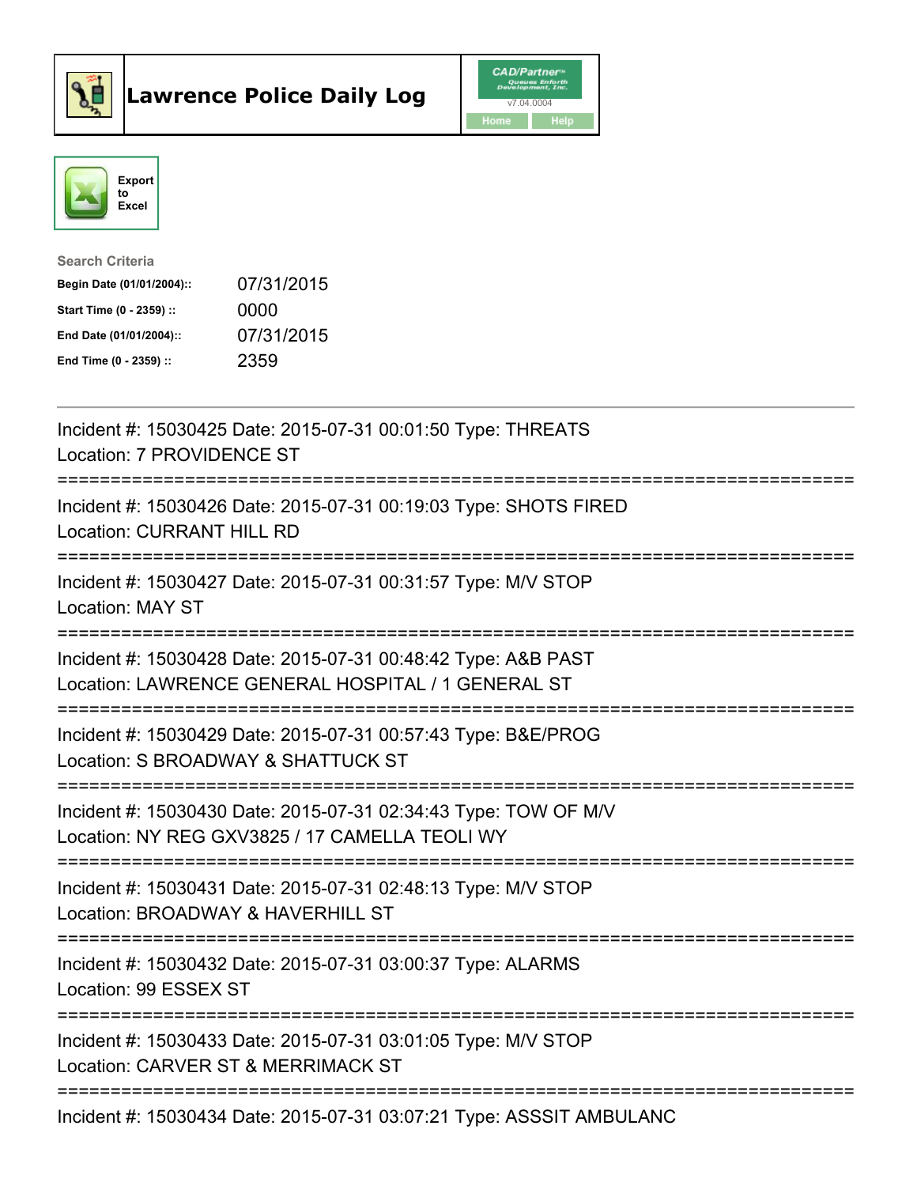# Lawrence Police Daily Log

CAD/Partner™ Queues Enforth Development, Inc. v7.04.0004

Home Help

Export to Excel

**Search Criteria**

| | |
|---|---|
| **Begin Date (01/01/2004)::** | 07/31/2015 |
| **Start Time (0 - 2359) ::** | 0000 |
| **End Date (01/01/2004)::** | 07/31/2015 |
| **End Time (0 - 2359) ::** | 2359 |

---

Incident #: 15030425 Date: 2015-07-31 00:01:50 Type: THREATS
Location: 7 PROVIDENCE ST

===========================================================================

Incident #: 15030426 Date: 2015-07-31 00:19:03 Type: SHOTS FIRED
Location: CURRANT HILL RD

===========================================================================

Incident #: 15030427 Date: 2015-07-31 00:31:57 Type: M/V STOP
Location: MAY ST

===========================================================================

Incident #: 15030428 Date: 2015-07-31 00:48:42 Type: A&B PAST
Location: LAWRENCE GENERAL HOSPITAL / 1 GENERAL ST

===========================================================================

Incident #: 15030429 Date: 2015-07-31 00:57:43 Type: B&E/PROG
Location: S BROADWAY & SHATTUCK ST

===========================================================================

Incident #: 15030430 Date: 2015-07-31 02:34:43 Type: TOW OF M/V
Location: NY REG GXV3825 / 17 CAMELLA TEOLI WY

===========================================================================

Incident #: 15030431 Date: 2015-07-31 02:48:13 Type: M/V STOP
Location: BROADWAY & HAVERHILL ST

===========================================================================

Incident #: 15030432 Date: 2015-07-31 03:00:37 Type: ALARMS
Location: 99 ESSEX ST

===========================================================================

Incident #: 15030433 Date: 2015-07-31 03:01:05 Type: M/V STOP
Location: CARVER ST & MERRIMACK ST

===========================================================================

Incident #: 15030434 Date: 2015-07-31 03:07:21 Type: ASSSIT AMBULANC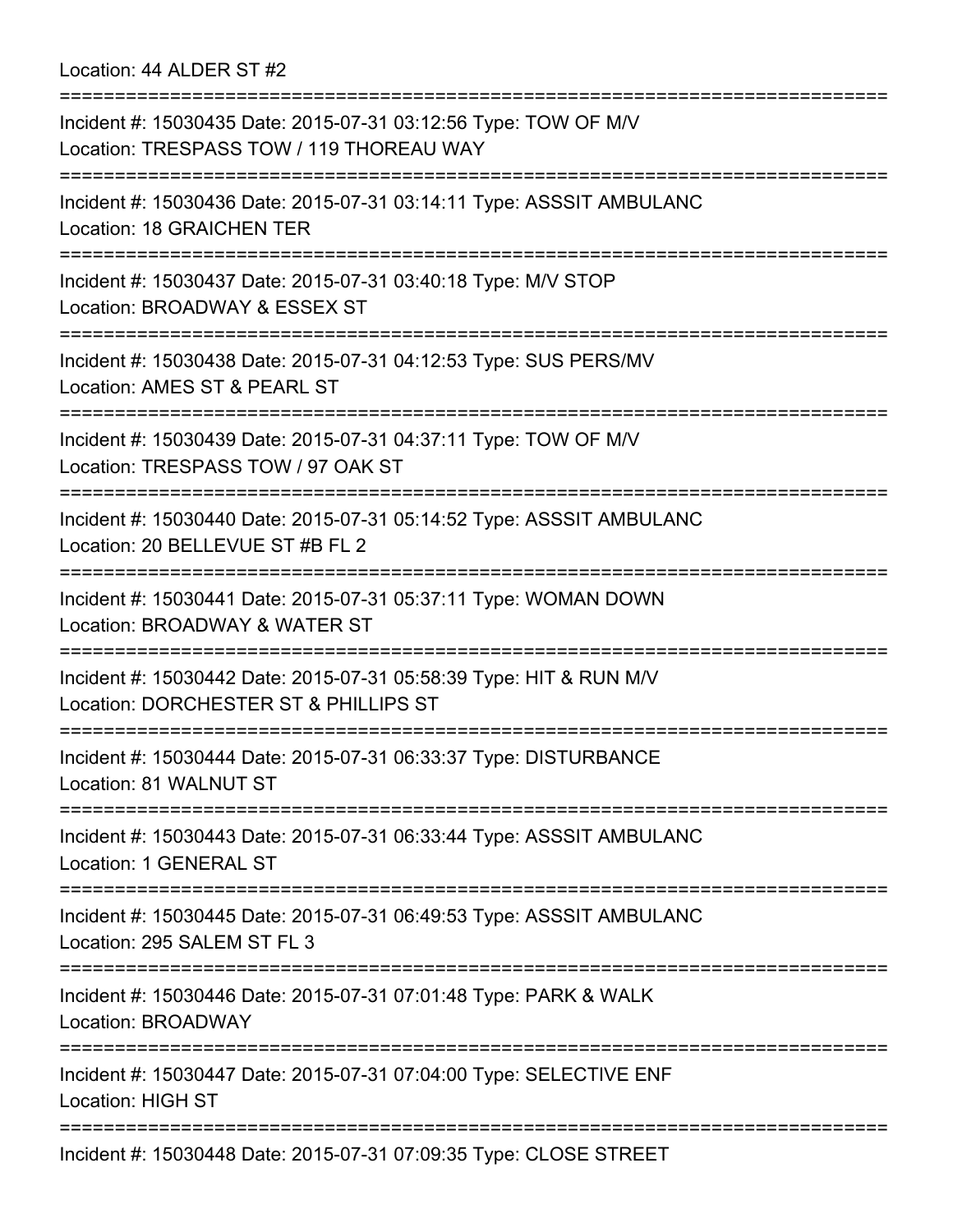Location: 44 ALDER ST #2

===========================================================================

Incident #: 15030435 Date: 2015-07-31 03:12:56 Type: TOW OF M/V
Location: TRESPASS TOW / 119 THOREAU WAY

===========================================================================

Incident #: 15030436 Date: 2015-07-31 03:14:11 Type: ASSSIT AMBULANC
Location: 18 GRAICHEN TER

===========================================================================

Incident #: 15030437 Date: 2015-07-31 03:40:18 Type: M/V STOP
Location: BROADWAY & ESSEX ST

===========================================================================

Incident #: 15030438 Date: 2015-07-31 04:12:53 Type: SUS PERS/MV
Location: AMES ST & PEARL ST

===========================================================================

Incident #: 15030439 Date: 2015-07-31 04:37:11 Type: TOW OF M/V
Location: TRESPASS TOW / 97 OAK ST

===========================================================================

Incident #: 15030440 Date: 2015-07-31 05:14:52 Type: ASSSIT AMBULANC
Location: 20 BELLEVUE ST #B FL 2

===========================================================================

Incident #: 15030441 Date: 2015-07-31 05:37:11 Type: WOMAN DOWN
Location: BROADWAY & WATER ST

===========================================================================

Incident #: 15030442 Date: 2015-07-31 05:58:39 Type: HIT & RUN M/V
Location: DORCHESTER ST & PHILLIPS ST

===========================================================================

Incident #: 15030444 Date: 2015-07-31 06:33:37 Type: DISTURBANCE
Location: 81 WALNUT ST

===========================================================================

Incident #: 15030443 Date: 2015-07-31 06:33:44 Type: ASSSIT AMBULANC
Location: 1 GENERAL ST

===========================================================================

Incident #: 15030445 Date: 2015-07-31 06:49:53 Type: ASSSIT AMBULANC
Location: 295 SALEM ST FL 3

===========================================================================

Incident #: 15030446 Date: 2015-07-31 07:01:48 Type: PARK & WALK
Location: BROADWAY

===========================================================================

Incident #: 15030447 Date: 2015-07-31 07:04:00 Type: SELECTIVE ENF
Location: HIGH ST

===========================================================================

Incident #: 15030448 Date: 2015-07-31 07:09:35 Type: CLOSE STREET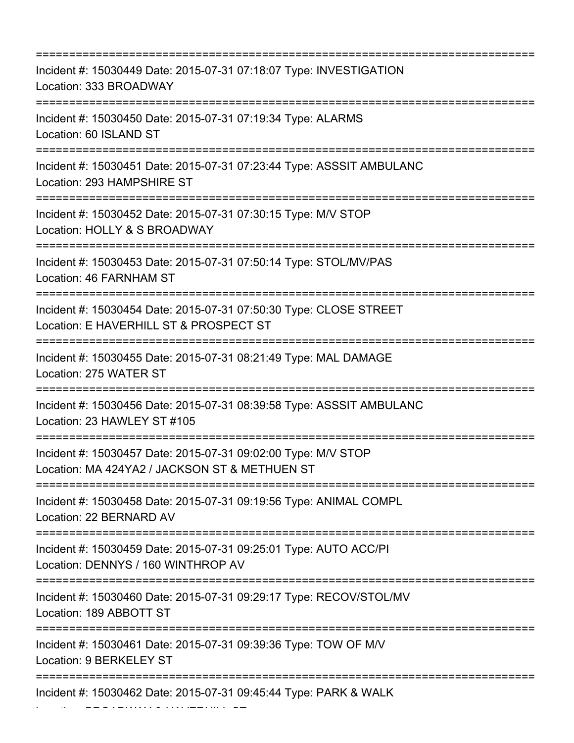===========================================================================

Incident #: 15030449 Date: 2015-07-31 07:18:07 Type: INVESTIGATION
Location: 333 BROADWAY

===========================================================================

Incident #: 15030450 Date: 2015-07-31 07:19:34 Type: ALARMS
Location: 60 ISLAND ST

===========================================================================

Incident #: 15030451 Date: 2015-07-31 07:23:44 Type: ASSSIT AMBULANC
Location: 293 HAMPSHIRE ST

===========================================================================

Incident #: 15030452 Date: 2015-07-31 07:30:15 Type: M/V STOP
Location: HOLLY & S BROADWAY

===========================================================================

Incident #: 15030453 Date: 2015-07-31 07:50:14 Type: STOL/MV/PAS
Location: 46 FARNHAM ST

===========================================================================

Incident #: 15030454 Date: 2015-07-31 07:50:30 Type: CLOSE STREET
Location: E HAVERHILL ST & PROSPECT ST

===========================================================================

Incident #: 15030455 Date: 2015-07-31 08:21:49 Type: MAL DAMAGE
Location: 275 WATER ST

===========================================================================

Incident #: 15030456 Date: 2015-07-31 08:39:58 Type: ASSSIT AMBULANC
Location: 23 HAWLEY ST #105

===========================================================================

Incident #: 15030457 Date: 2015-07-31 09:02:00 Type: M/V STOP
Location: MA 424YA2 / JACKSON ST & METHUEN ST

===========================================================================

Incident #: 15030458 Date: 2015-07-31 09:19:56 Type: ANIMAL COMPL
Location: 22 BERNARD AV

===========================================================================

Incident #: 15030459 Date: 2015-07-31 09:25:01 Type: AUTO ACC/PI
Location: DENNYS / 160 WINTHROP AV

===========================================================================

Incident #: 15030460 Date: 2015-07-31 09:29:17 Type: RECOV/STOL/MV
Location: 189 ABBOTT ST

===========================================================================

Incident #: 15030461 Date: 2015-07-31 09:39:36 Type: TOW OF M/V
Location: 9 BERKELEY ST

===========================================================================

Incident #: 15030462 Date: 2015-07-31 09:45:44 Type: PARK & WALK
Location: BROADWAY & HAVERHILL ST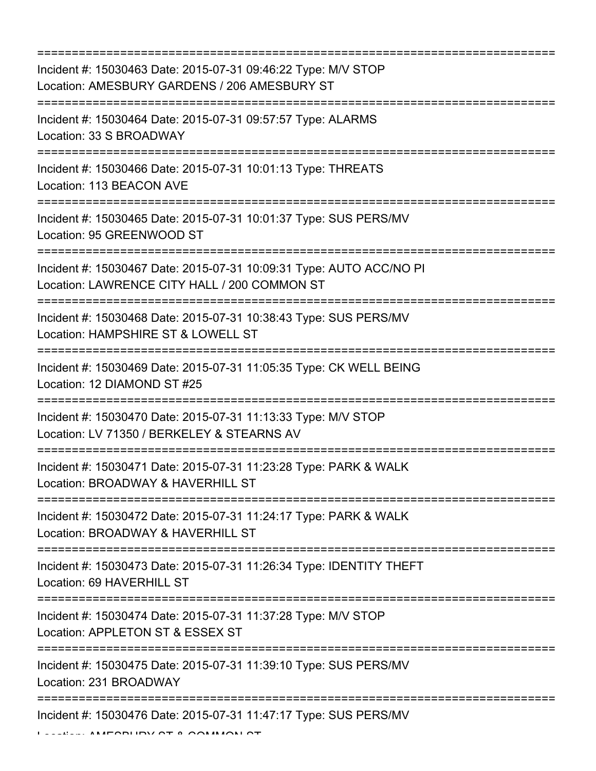===========================================================================

Incident #: 15030463 Date: 2015-07-31 09:46:22 Type: M/V STOP
Location: AMESBURY GARDENS / 206 AMESBURY ST

===========================================================================

Incident #: 15030464 Date: 2015-07-31 09:57:57 Type: ALARMS
Location: 33 S BROADWAY

===========================================================================

Incident #: 15030466 Date: 2015-07-31 10:01:13 Type: THREATS
Location: 113 BEACON AVE

===========================================================================

Incident #: 15030465 Date: 2015-07-31 10:01:37 Type: SUS PERS/MV
Location: 95 GREENWOOD ST

===========================================================================

Incident #: 15030467 Date: 2015-07-31 10:09:31 Type: AUTO ACC/NO PI
Location: LAWRENCE CITY HALL / 200 COMMON ST

===========================================================================

Incident #: 15030468 Date: 2015-07-31 10:38:43 Type: SUS PERS/MV
Location: HAMPSHIRE ST & LOWELL ST

===========================================================================

Incident #: 15030469 Date: 2015-07-31 11:05:35 Type: CK WELL BEING
Location: 12 DIAMOND ST #25

===========================================================================

Incident #: 15030470 Date: 2015-07-31 11:13:33 Type: M/V STOP
Location: LV 71350 / BERKELEY & STEARNS AV

===========================================================================

Incident #: 15030471 Date: 2015-07-31 11:23:28 Type: PARK & WALK
Location: BROADWAY & HAVERHILL ST

===========================================================================

Incident #: 15030472 Date: 2015-07-31 11:24:17 Type: PARK & WALK
Location: BROADWAY & HAVERHILL ST

===========================================================================

Incident #: 15030473 Date: 2015-07-31 11:26:34 Type: IDENTITY THEFT
Location: 69 HAVERHILL ST

===========================================================================

Incident #: 15030474 Date: 2015-07-31 11:37:28 Type: M/V STOP
Location: APPLETON ST & ESSEX ST

===========================================================================

Incident #: 15030475 Date: 2015-07-31 11:39:10 Type: SUS PERS/MV
Location: 231 BROADWAY

===========================================================================

Incident #: 15030476 Date: 2015-07-31 11:47:17 Type: SUS PERS/MV
Location: AMESBURY ST & COMMON ST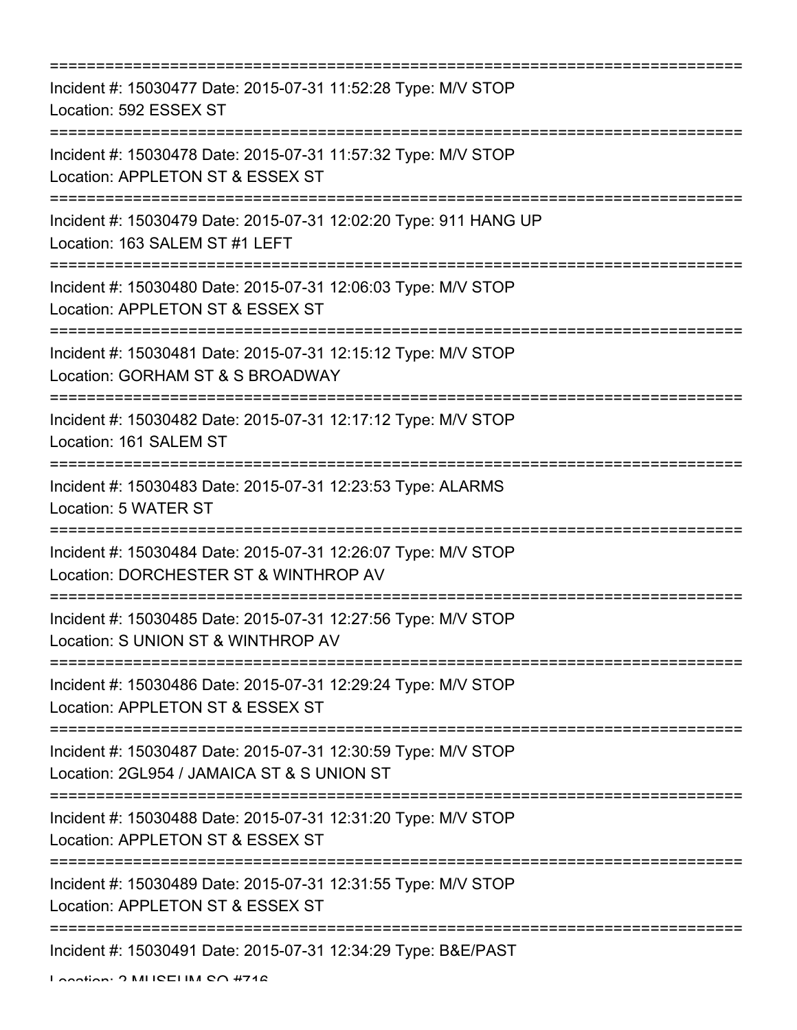===========================================================================

Incident #: 15030477 Date: 2015-07-31 11:52:28 Type: M/V STOP
Location: 592 ESSEX ST

===========================================================================

Incident #: 15030478 Date: 2015-07-31 11:57:32 Type: M/V STOP
Location: APPLETON ST & ESSEX ST

===========================================================================

Incident #: 15030479 Date: 2015-07-31 12:02:20 Type: 911 HANG UP
Location: 163 SALEM ST #1 LEFT

===========================================================================

Incident #: 15030480 Date: 2015-07-31 12:06:03 Type: M/V STOP
Location: APPLETON ST & ESSEX ST

===========================================================================

Incident #: 15030481 Date: 2015-07-31 12:15:12 Type: M/V STOP
Location: GORHAM ST & S BROADWAY

===========================================================================

Incident #: 15030482 Date: 2015-07-31 12:17:12 Type: M/V STOP
Location: 161 SALEM ST

===========================================================================

Incident #: 15030483 Date: 2015-07-31 12:23:53 Type: ALARMS
Location: 5 WATER ST

===========================================================================

Incident #: 15030484 Date: 2015-07-31 12:26:07 Type: M/V STOP
Location: DORCHESTER ST & WINTHROP AV

===========================================================================

Incident #: 15030485 Date: 2015-07-31 12:27:56 Type: M/V STOP
Location: S UNION ST & WINTHROP AV

===========================================================================

Incident #: 15030486 Date: 2015-07-31 12:29:24 Type: M/V STOP
Location: APPLETON ST & ESSEX ST

===========================================================================

Incident #: 15030487 Date: 2015-07-31 12:30:59 Type: M/V STOP
Location: 2GL954 / JAMAICA ST & S UNION ST

===========================================================================

Incident #: 15030488 Date: 2015-07-31 12:31:20 Type: M/V STOP
Location: APPLETON ST & ESSEX ST

===========================================================================

Incident #: 15030489 Date: 2015-07-31 12:31:55 Type: M/V STOP
Location: APPLETON ST & ESSEX ST

===========================================================================

Incident #: 15030491 Date: 2015-07-31 12:34:29 Type: B&E/PAST
Location: 2 MUSEUM SQ #716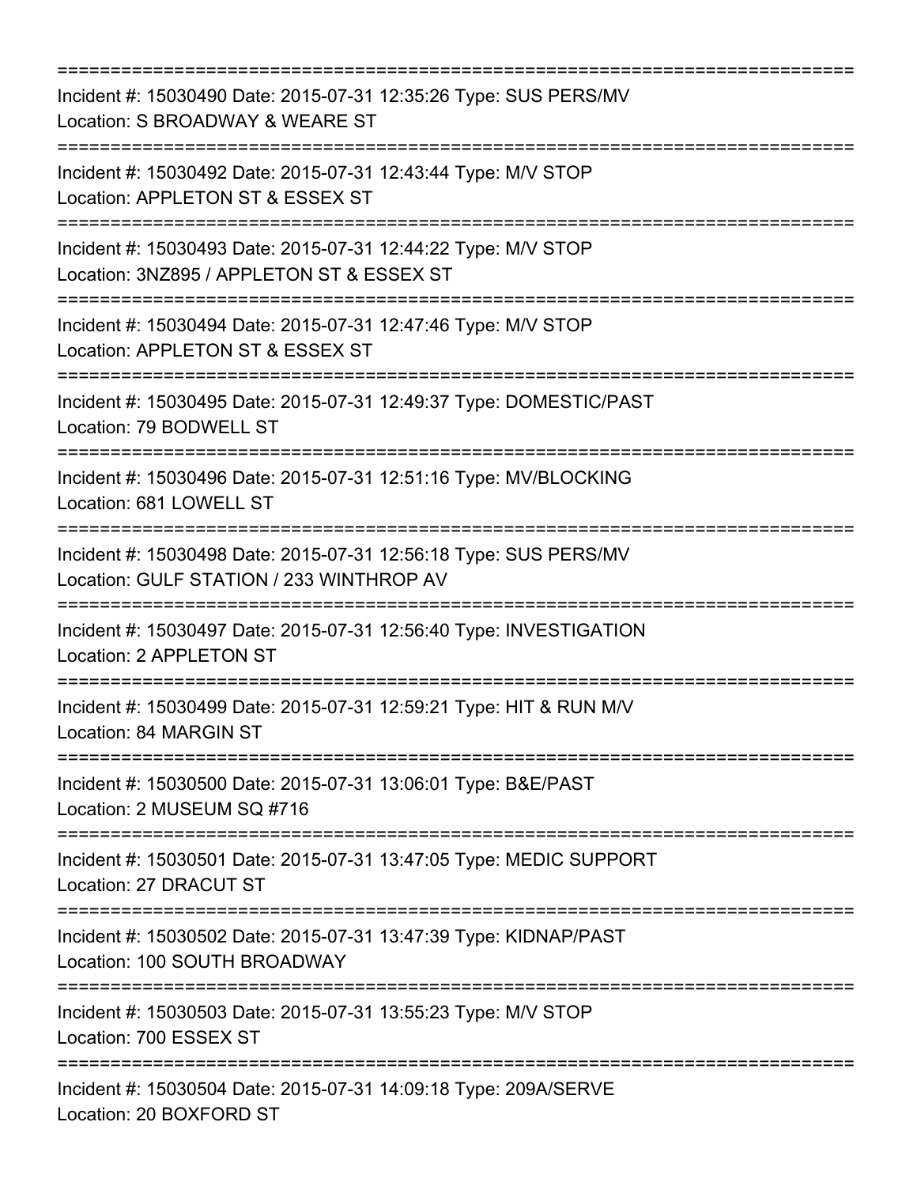===========================================================================

Incident #: 15030490 Date: 2015-07-31 12:35:26 Type: SUS PERS/MV
Location: S BROADWAY & WEARE ST

===========================================================================

Incident #: 15030492 Date: 2015-07-31 12:43:44 Type: M/V STOP
Location: APPLETON ST & ESSEX ST

===========================================================================

Incident #: 15030493 Date: 2015-07-31 12:44:22 Type: M/V STOP
Location: 3NZ895 / APPLETON ST & ESSEX ST

===========================================================================

Incident #: 15030494 Date: 2015-07-31 12:47:46 Type: M/V STOP
Location: APPLETON ST & ESSEX ST

===========================================================================

Incident #: 15030495 Date: 2015-07-31 12:49:37 Type: DOMESTIC/PAST
Location: 79 BODWELL ST

===========================================================================

Incident #: 15030496 Date: 2015-07-31 12:51:16 Type: MV/BLOCKING
Location: 681 LOWELL ST

===========================================================================

Incident #: 15030498 Date: 2015-07-31 12:56:18 Type: SUS PERS/MV
Location: GULF STATION / 233 WINTHROP AV

===========================================================================

Incident #: 15030497 Date: 2015-07-31 12:56:40 Type: INVESTIGATION
Location: 2 APPLETON ST

===========================================================================

Incident #: 15030499 Date: 2015-07-31 12:59:21 Type: HIT & RUN M/V
Location: 84 MARGIN ST

===========================================================================

Incident #: 15030500 Date: 2015-07-31 13:06:01 Type: B&E/PAST
Location: 2 MUSEUM SQ #716

===========================================================================

Incident #: 15030501 Date: 2015-07-31 13:47:05 Type: MEDIC SUPPORT
Location: 27 DRACUT ST

===========================================================================

Incident #: 15030502 Date: 2015-07-31 13:47:39 Type: KIDNAP/PAST
Location: 100 SOUTH BROADWAY

===========================================================================

Incident #: 15030503 Date: 2015-07-31 13:55:23 Type: M/V STOP
Location: 700 ESSEX ST

===========================================================================

Incident #: 15030504 Date: 2015-07-31 14:09:18 Type: 209A/SERVE
Location: 20 BOXFORD ST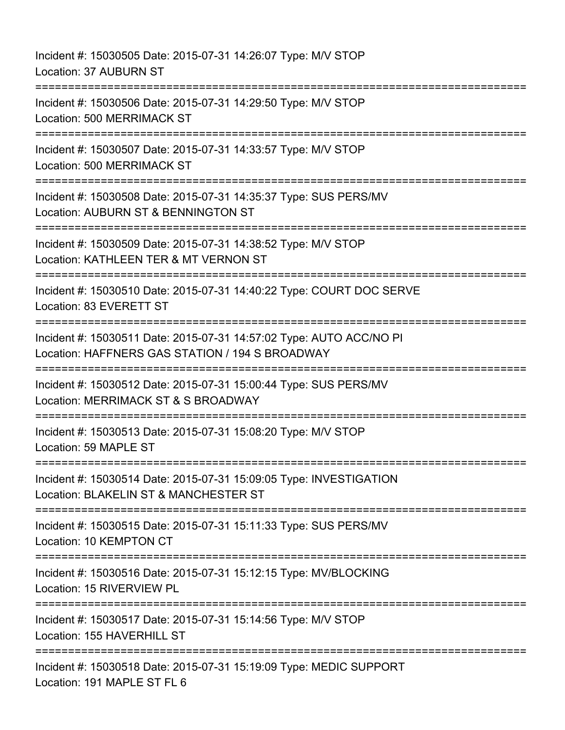Incident #: 15030505 Date: 2015-07-31 14:26:07 Type: M/V STOP
Location: 37 AUBURN ST

===========================================================================

Incident #: 15030506 Date: 2015-07-31 14:29:50 Type: M/V STOP
Location: 500 MERRIMACK ST

===========================================================================

Incident #: 15030507 Date: 2015-07-31 14:33:57 Type: M/V STOP
Location: 500 MERRIMACK ST

===========================================================================

Incident #: 15030508 Date: 2015-07-31 14:35:37 Type: SUS PERS/MV
Location: AUBURN ST & BENNINGTON ST

===========================================================================

Incident #: 15030509 Date: 2015-07-31 14:38:52 Type: M/V STOP
Location: KATHLEEN TER & MT VERNON ST

===========================================================================

Incident #: 15030510 Date: 2015-07-31 14:40:22 Type: COURT DOC SERVE
Location: 83 EVERETT ST

===========================================================================

Incident #: 15030511 Date: 2015-07-31 14:57:02 Type: AUTO ACC/NO PI
Location: HAFFNERS GAS STATION / 194 S BROADWAY

===========================================================================

Incident #: 15030512 Date: 2015-07-31 15:00:44 Type: SUS PERS/MV
Location: MERRIMACK ST & S BROADWAY

===========================================================================

Incident #: 15030513 Date: 2015-07-31 15:08:20 Type: M/V STOP
Location: 59 MAPLE ST

===========================================================================

Incident #: 15030514 Date: 2015-07-31 15:09:05 Type: INVESTIGATION
Location: BLAKELIN ST & MANCHESTER ST

===========================================================================

Incident #: 15030515 Date: 2015-07-31 15:11:33 Type: SUS PERS/MV
Location: 10 KEMPTON CT

===========================================================================

Incident #: 15030516 Date: 2015-07-31 15:12:15 Type: MV/BLOCKING
Location: 15 RIVERVIEW PL

===========================================================================

Incident #: 15030517 Date: 2015-07-31 15:14:56 Type: M/V STOP
Location: 155 HAVERHILL ST

===========================================================================

Incident #: 15030518 Date: 2015-07-31 15:19:09 Type: MEDIC SUPPORT
Location: 191 MAPLE ST FL 6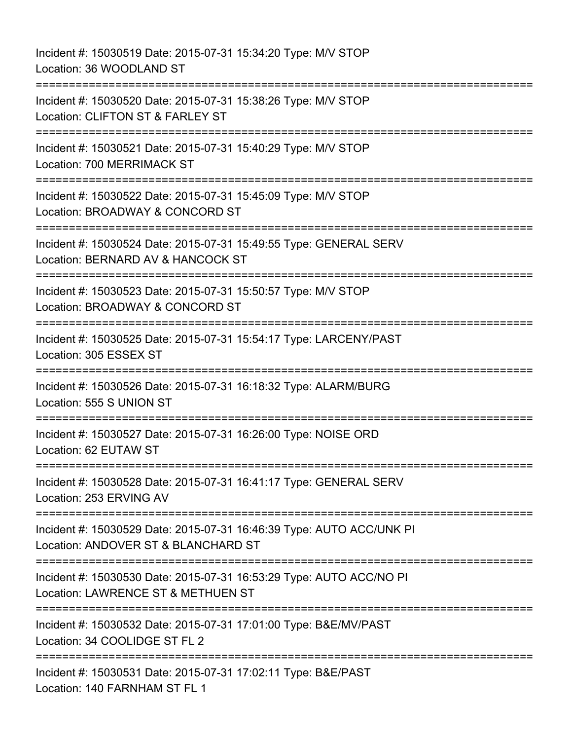Incident #: 15030519 Date: 2015-07-31 15:34:20 Type: M/V STOP
Location: 36 WOODLAND ST

===========================================================================

Incident #: 15030520 Date: 2015-07-31 15:38:26 Type: M/V STOP
Location: CLIFTON ST & FARLEY ST

===========================================================================

Incident #: 15030521 Date: 2015-07-31 15:40:29 Type: M/V STOP
Location: 700 MERRIMACK ST

===========================================================================

Incident #: 15030522 Date: 2015-07-31 15:45:09 Type: M/V STOP
Location: BROADWAY & CONCORD ST

===========================================================================

Incident #: 15030524 Date: 2015-07-31 15:49:55 Type: GENERAL SERV
Location: BERNARD AV & HANCOCK ST

===========================================================================

Incident #: 15030523 Date: 2015-07-31 15:50:57 Type: M/V STOP
Location: BROADWAY & CONCORD ST

===========================================================================

Incident #: 15030525 Date: 2015-07-31 15:54:17 Type: LARCENY/PAST
Location: 305 ESSEX ST

===========================================================================

Incident #: 15030526 Date: 2015-07-31 16:18:32 Type: ALARM/BURG
Location: 555 S UNION ST

===========================================================================

Incident #: 15030527 Date: 2015-07-31 16:26:00 Type: NOISE ORD
Location: 62 EUTAW ST

===========================================================================

Incident #: 15030528 Date: 2015-07-31 16:41:17 Type: GENERAL SERV
Location: 253 ERVING AV

===========================================================================

Incident #: 15030529 Date: 2015-07-31 16:46:39 Type: AUTO ACC/UNK PI
Location: ANDOVER ST & BLANCHARD ST

===========================================================================

Incident #: 15030530 Date: 2015-07-31 16:53:29 Type: AUTO ACC/NO PI
Location: LAWRENCE ST & METHUEN ST

===========================================================================

Incident #: 15030532 Date: 2015-07-31 17:01:00 Type: B&E/MV/PAST
Location: 34 COOLIDGE ST FL 2

===========================================================================

Incident #: 15030531 Date: 2015-07-31 17:02:11 Type: B&E/PAST
Location: 140 FARNHAM ST FL 1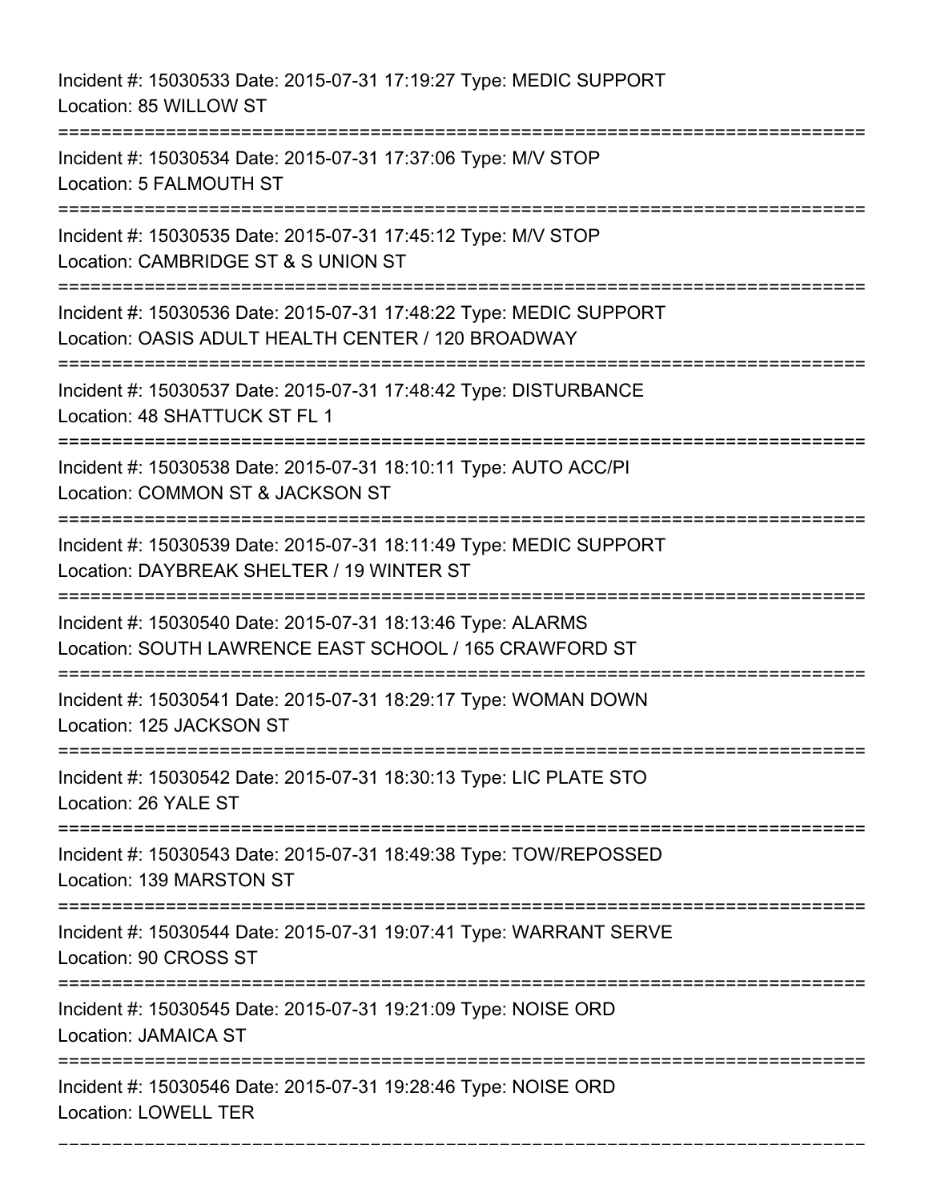Incident #: 15030533 Date: 2015-07-31 17:19:27 Type: MEDIC SUPPORT
Location: 85 WILLOW ST

===========================================================================

Incident #: 15030534 Date: 2015-07-31 17:37:06 Type: M/V STOP
Location: 5 FALMOUTH ST

===========================================================================

Incident #: 15030535 Date: 2015-07-31 17:45:12 Type: M/V STOP
Location: CAMBRIDGE ST & S UNION ST

===========================================================================

Incident #: 15030536 Date: 2015-07-31 17:48:22 Type: MEDIC SUPPORT
Location: OASIS ADULT HEALTH CENTER / 120 BROADWAY

===========================================================================

Incident #: 15030537 Date: 2015-07-31 17:48:42 Type: DISTURBANCE
Location: 48 SHATTUCK ST FL 1

===========================================================================

Incident #: 15030538 Date: 2015-07-31 18:10:11 Type: AUTO ACC/PI
Location: COMMON ST & JACKSON ST

===========================================================================

Incident #: 15030539 Date: 2015-07-31 18:11:49 Type: MEDIC SUPPORT
Location: DAYBREAK SHELTER / 19 WINTER ST

===========================================================================

Incident #: 15030540 Date: 2015-07-31 18:13:46 Type: ALARMS
Location: SOUTH LAWRENCE EAST SCHOOL / 165 CRAWFORD ST

===========================================================================

Incident #: 15030541 Date: 2015-07-31 18:29:17 Type: WOMAN DOWN
Location: 125 JACKSON ST

===========================================================================

Incident #: 15030542 Date: 2015-07-31 18:30:13 Type: LIC PLATE STO
Location: 26 YALE ST

===========================================================================

Incident #: 15030543 Date: 2015-07-31 18:49:38 Type: TOW/REPOSSED
Location: 139 MARSTON ST

===========================================================================

Incident #: 15030544 Date: 2015-07-31 19:07:41 Type: WARRANT SERVE
Location: 90 CROSS ST

===========================================================================

Incident #: 15030545 Date: 2015-07-31 19:21:09 Type: NOISE ORD
Location: JAMAICA ST

===========================================================================

Incident #: 15030546 Date: 2015-07-31 19:28:46 Type: NOISE ORD
Location: LOWELL TER

---------------------------------------------------------------------------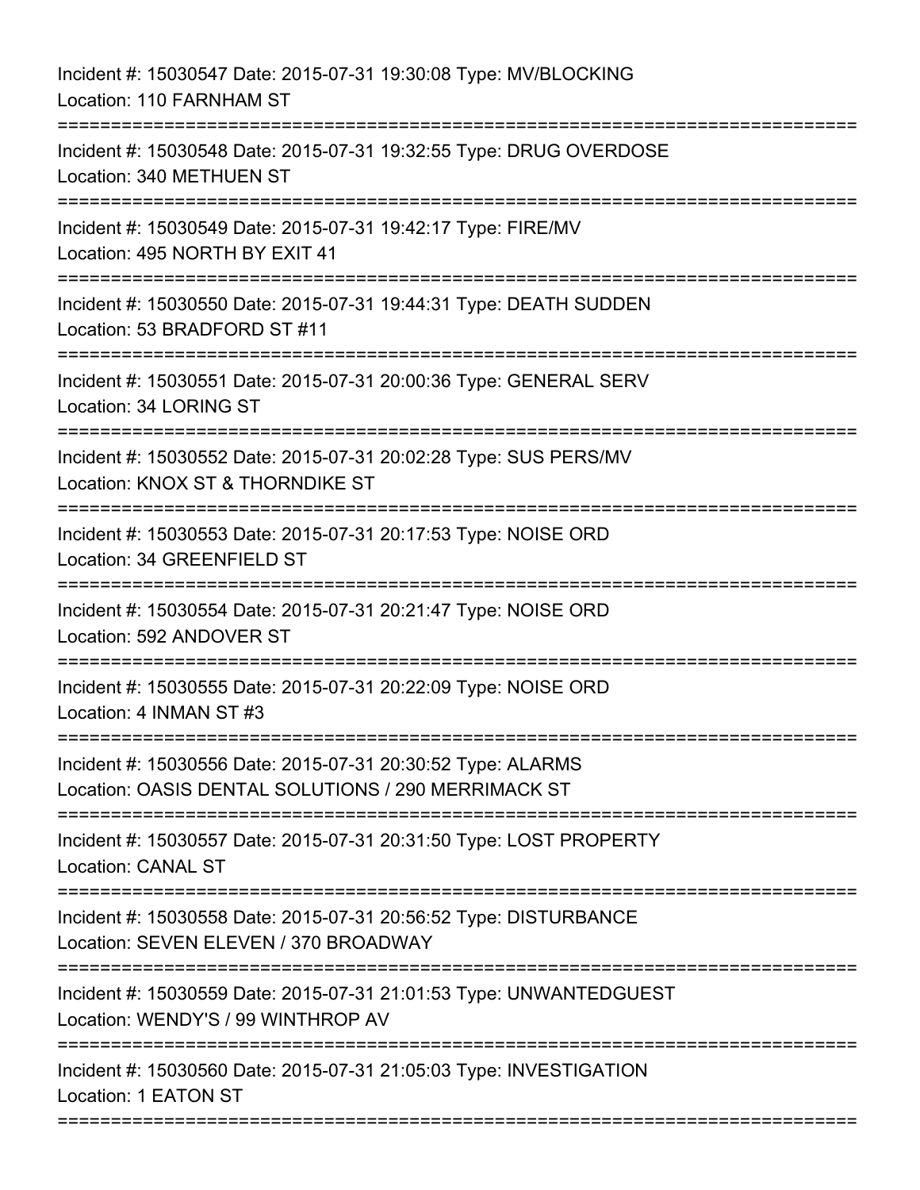Incident #: 15030547 Date: 2015-07-31 19:30:08 Type: MV/BLOCKING
Location: 110 FARNHAM ST

===========================================================================

Incident #: 15030548 Date: 2015-07-31 19:32:55 Type: DRUG OVERDOSE
Location: 340 METHUEN ST

===========================================================================

Incident #: 15030549 Date: 2015-07-31 19:42:17 Type: FIRE/MV
Location: 495 NORTH BY EXIT 41

===========================================================================

Incident #: 15030550 Date: 2015-07-31 19:44:31 Type: DEATH SUDDEN
Location: 53 BRADFORD ST #11

===========================================================================

Incident #: 15030551 Date: 2015-07-31 20:00:36 Type: GENERAL SERV
Location: 34 LORING ST

===========================================================================

Incident #: 15030552 Date: 2015-07-31 20:02:28 Type: SUS PERS/MV
Location: KNOX ST & THORNDIKE ST

===========================================================================

Incident #: 15030553 Date: 2015-07-31 20:17:53 Type: NOISE ORD
Location: 34 GREENFIELD ST

===========================================================================

Incident #: 15030554 Date: 2015-07-31 20:21:47 Type: NOISE ORD
Location: 592 ANDOVER ST

===========================================================================

Incident #: 15030555 Date: 2015-07-31 20:22:09 Type: NOISE ORD
Location: 4 INMAN ST #3

===========================================================================

Incident #: 15030556 Date: 2015-07-31 20:30:52 Type: ALARMS
Location: OASIS DENTAL SOLUTIONS / 290 MERRIMACK ST

===========================================================================

Incident #: 15030557 Date: 2015-07-31 20:31:50 Type: LOST PROPERTY
Location: CANAL ST

===========================================================================

Incident #: 15030558 Date: 2015-07-31 20:56:52 Type: DISTURBANCE
Location: SEVEN ELEVEN / 370 BROADWAY

===========================================================================

Incident #: 15030559 Date: 2015-07-31 21:01:53 Type: UNWANTEDGUEST
Location: WENDY'S / 99 WINTHROP AV

===========================================================================

Incident #: 15030560 Date: 2015-07-31 21:05:03 Type: INVESTIGATION
Location: 1 EATON ST

===========================================================================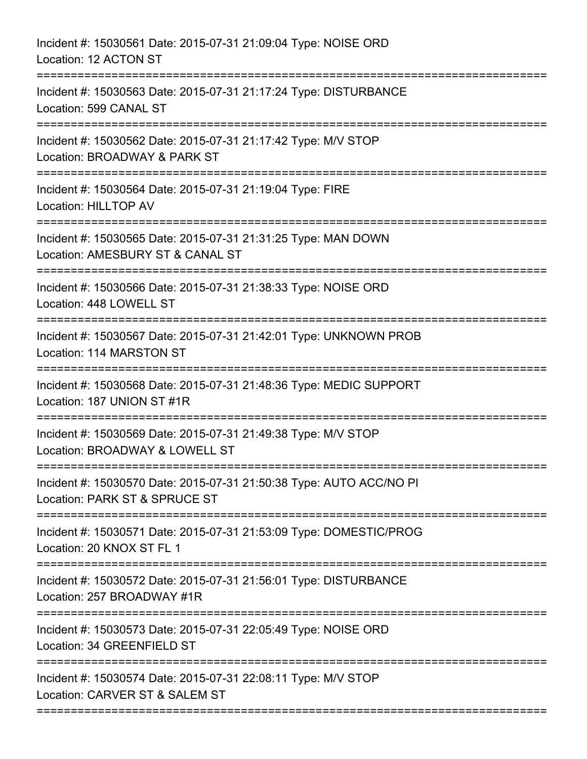Incident #: 15030561 Date: 2015-07-31 21:09:04 Type: NOISE ORD
Location: 12 ACTON ST

===========================================================================

Incident #: 15030563 Date: 2015-07-31 21:17:24 Type: DISTURBANCE
Location: 599 CANAL ST

===========================================================================

Incident #: 15030562 Date: 2015-07-31 21:17:42 Type: M/V STOP
Location: BROADWAY & PARK ST

===========================================================================

Incident #: 15030564 Date: 2015-07-31 21:19:04 Type: FIRE
Location: HILLTOP AV

===========================================================================

Incident #: 15030565 Date: 2015-07-31 21:31:25 Type: MAN DOWN
Location: AMESBURY ST & CANAL ST

===========================================================================

Incident #: 15030566 Date: 2015-07-31 21:38:33 Type: NOISE ORD
Location: 448 LOWELL ST

===========================================================================

Incident #: 15030567 Date: 2015-07-31 21:42:01 Type: UNKNOWN PROB
Location: 114 MARSTON ST

===========================================================================

Incident #: 15030568 Date: 2015-07-31 21:48:36 Type: MEDIC SUPPORT
Location: 187 UNION ST #1R

===========================================================================

Incident #: 15030569 Date: 2015-07-31 21:49:38 Type: M/V STOP
Location: BROADWAY & LOWELL ST

===========================================================================

Incident #: 15030570 Date: 2015-07-31 21:50:38 Type: AUTO ACC/NO PI
Location: PARK ST & SPRUCE ST

===========================================================================

Incident #: 15030571 Date: 2015-07-31 21:53:09 Type: DOMESTIC/PROG
Location: 20 KNOX ST FL 1

===========================================================================

Incident #: 15030572 Date: 2015-07-31 21:56:01 Type: DISTURBANCE
Location: 257 BROADWAY #1R

===========================================================================

Incident #: 15030573 Date: 2015-07-31 22:05:49 Type: NOISE ORD
Location: 34 GREENFIELD ST

===========================================================================

Incident #: 15030574 Date: 2015-07-31 22:08:11 Type: M/V STOP
Location: CARVER ST & SALEM ST

===========================================================================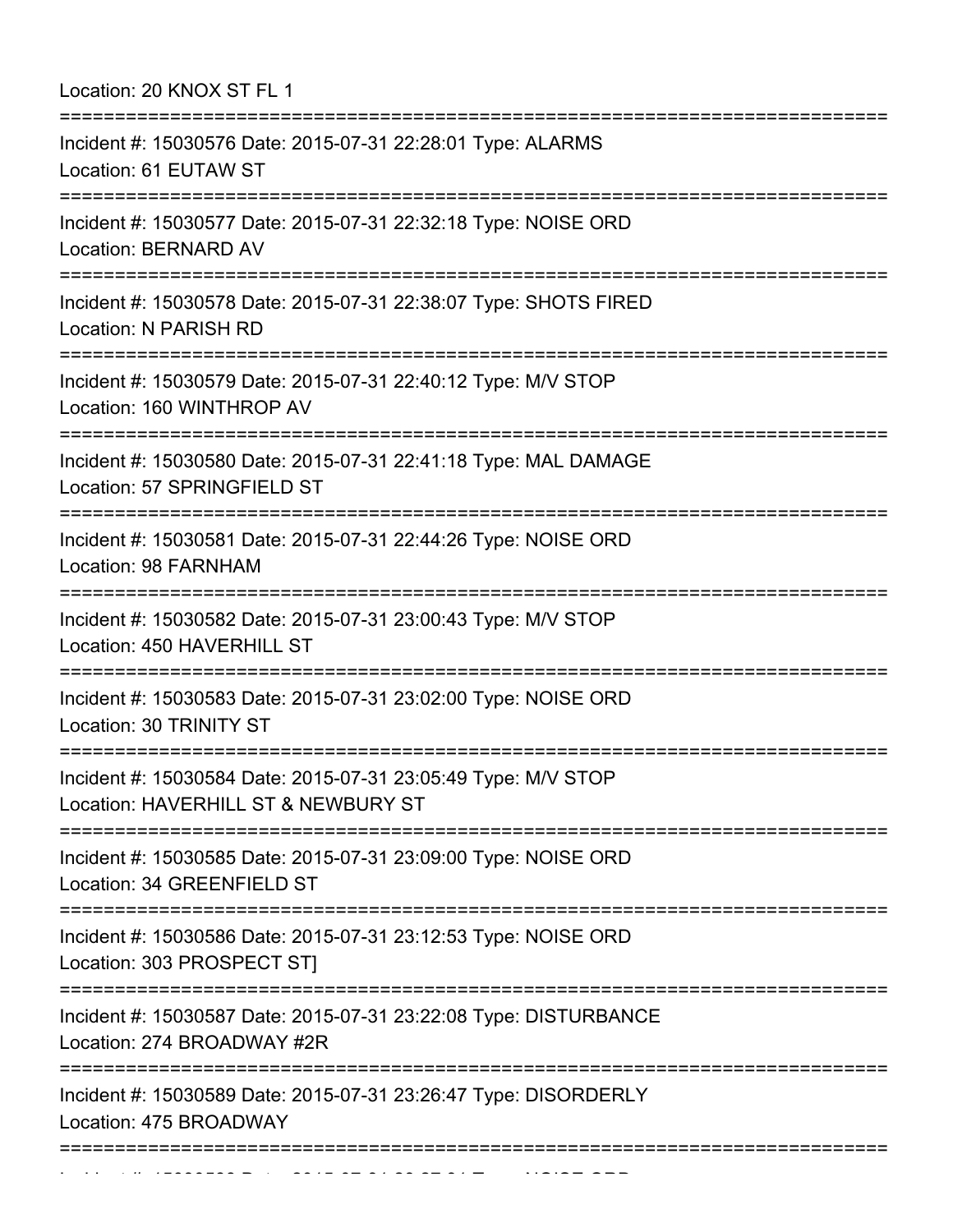Location: 20 KNOX ST FL 1

===========================================================================

Incident #: 15030576 Date: 2015-07-31 22:28:01 Type: ALARMS
Location: 61 EUTAW ST

===========================================================================

Incident #: 15030577 Date: 2015-07-31 22:32:18 Type: NOISE ORD
Location: BERNARD AV

===========================================================================

Incident #: 15030578 Date: 2015-07-31 22:38:07 Type: SHOTS FIRED
Location: N PARISH RD

===========================================================================

Incident #: 15030579 Date: 2015-07-31 22:40:12 Type: M/V STOP
Location: 160 WINTHROP AV

===========================================================================

Incident #: 15030580 Date: 2015-07-31 22:41:18 Type: MAL DAMAGE
Location: 57 SPRINGFIELD ST

===========================================================================

Incident #: 15030581 Date: 2015-07-31 22:44:26 Type: NOISE ORD
Location: 98 FARNHAM

===========================================================================

Incident #: 15030582 Date: 2015-07-31 23:00:43 Type: M/V STOP
Location: 450 HAVERHILL ST

===========================================================================

Incident #: 15030583 Date: 2015-07-31 23:02:00 Type: NOISE ORD
Location: 30 TRINITY ST

===========================================================================

Incident #: 15030584 Date: 2015-07-31 23:05:49 Type: M/V STOP
Location: HAVERHILL ST & NEWBURY ST

===========================================================================

Incident #: 15030585 Date: 2015-07-31 23:09:00 Type: NOISE ORD
Location: 34 GREENFIELD ST

===========================================================================

Incident #: 15030586 Date: 2015-07-31 23:12:53 Type: NOISE ORD
Location: 303 PROSPECT ST]

===========================================================================

Incident #: 15030587 Date: 2015-07-31 23:22:08 Type: DISTURBANCE
Location: 274 BROADWAY #2R

===========================================================================

Incident #: 15030589 Date: 2015-07-31 23:26:47 Type: DISORDERLY
Location: 475 BROADWAY

===========================================================================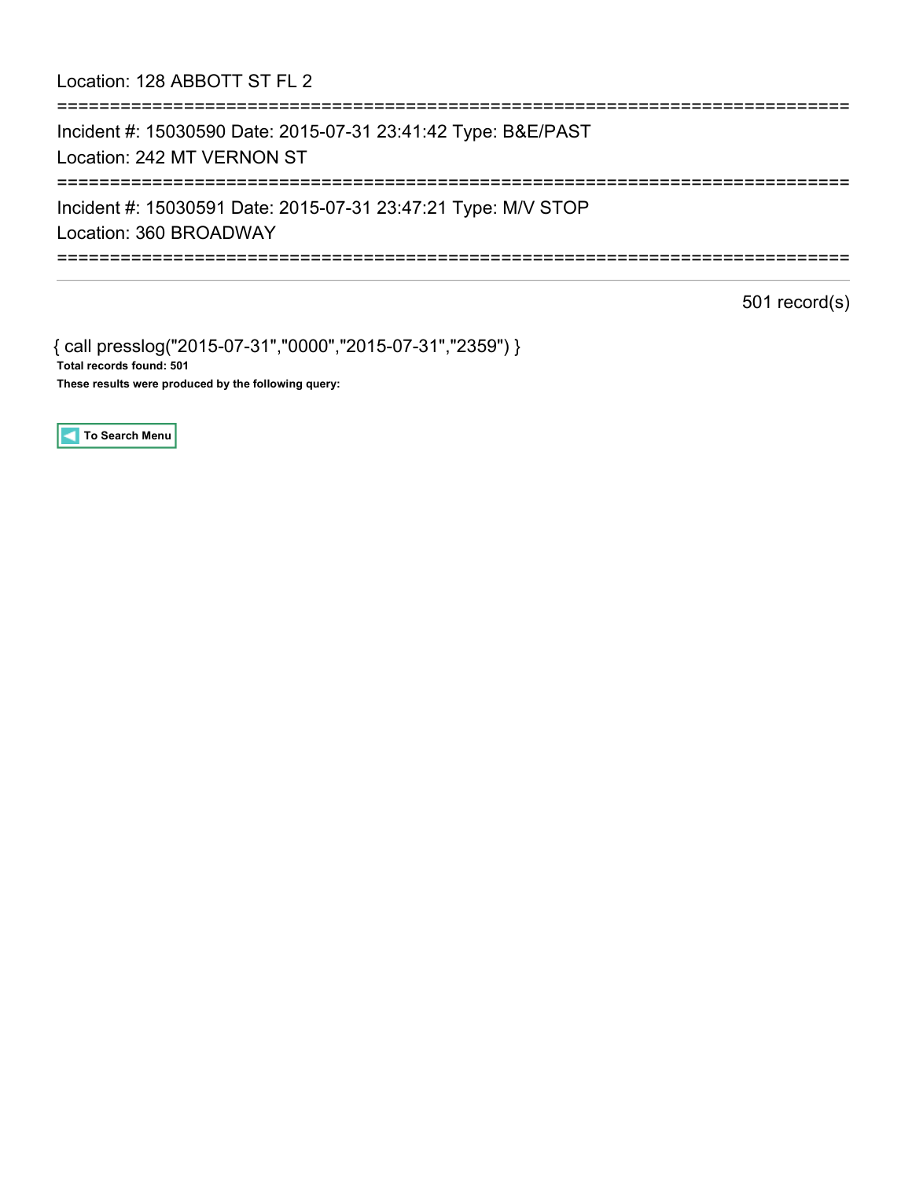Location: 128 ABBOTT ST FL 2

===========================================================================

Incident #: 15030590 Date: 2015-07-31 23:41:42 Type: B&E/PAST

Location: 242 MT VERNON ST

===========================================================================

Incident #: 15030591 Date: 2015-07-31 23:47:21 Type: M/V STOP

Location: 360 BROADWAY

===========================================================================

---

501 record(s)

{ call presslog("2015-07-31","0000","2015-07-31","2359") }

**Total records found: 501**

**These results were produced by the following query:**

**To Search Menu**